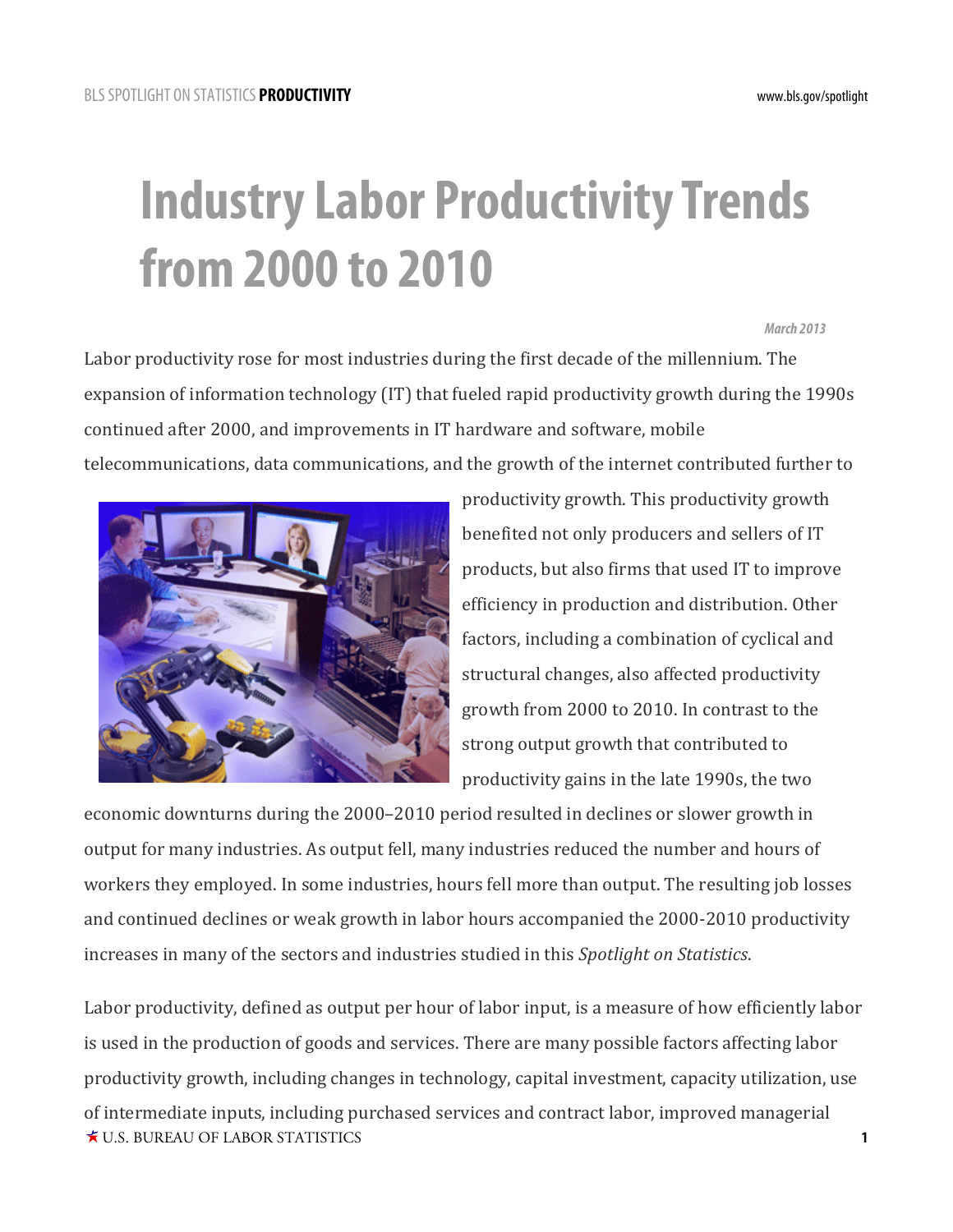# Industry Labor Productivity Trends from 2000 to 2010

*March 2013*

Labor productivity rose for most industries during the first decade of the millennium. The expansion of information technology (IT) that fueled rapid productivity growth during the 1990s continued after 2000, and improvements in IT hardware and software, mobile telecommunications, data communications, and the growth of the internet contributed further to productivity growth. This productivity growth benefited not only producers and sellers of IT products, but also firms that used IT to improve efficiency in production and distribution. Other factors, including a combination of cyclical and structural changes, also affected productivity growth from 2000 to 2010. In contrast to the strong output growth that contributed to productivity gains in the late 1990s, the two economic downturns during the 2000–2010 period resulted in declines or slower growth in output for many industries. As output fell, many industries reduced the number and hours of workers they employed. In some industries, hours fell more than output. The resulting job losses and continued declines or weak growth in labor hours accompanied the 2000-2010 productivity increases in many of the sectors and industries studied in this *Spotlight on Statistics*.

Labor productivity, defined as output per hour of labor input, is a measure of how efficiently labor is used in the production of goods and services. There are many possible factors affecting labor productivity growth, including changes in technology, capital investment, capacity utilization, use of intermediate inputs, including purchased services and contract labor, improved managerial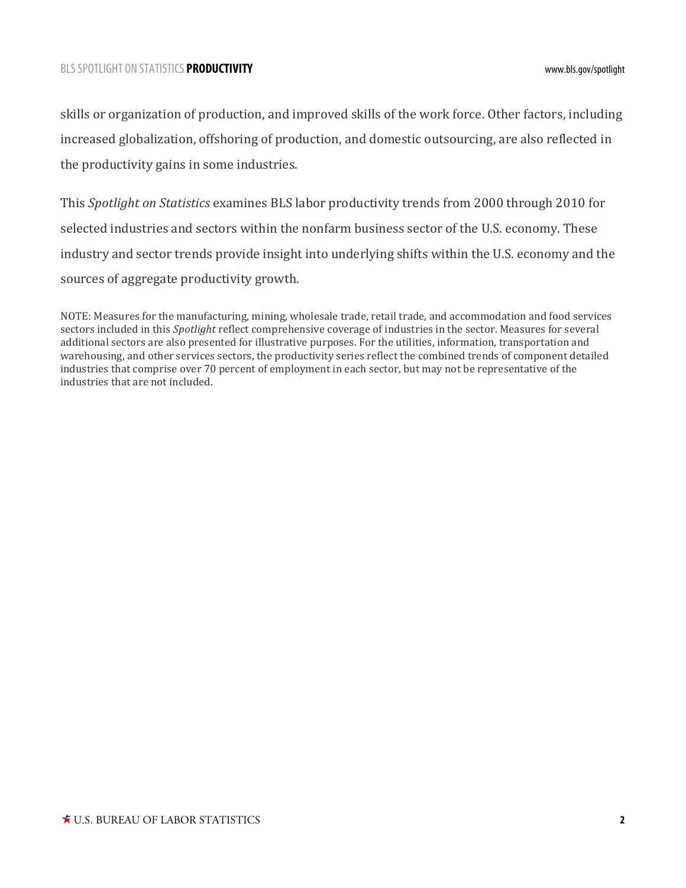skills or organization of production, and improved skills of the work force. Other factors, including increased globalization, offshoring of production, and domestic outsourcing, are also reflected in the productivity gains in some industries.

This *Spotlight on Statistics* examines BLS labor productivity trends from 2000 through 2010 for selected industries and sectors within the nonfarm business sector of the U.S. economy. These industry and sector trends provide insight into underlying shifts within the U.S. economy and the sources of aggregate productivity growth.

NOTE: Measures for the manufacturing, mining, wholesale trade, retail trade, and accommodation and food services sectors included in this *Spotlight* reflect comprehensive coverage of industries in the sector. Measures for several additional sectors are also presented for illustrative purposes. For the utilities, information, transportation and warehousing, and other services sectors, the productivity series reflect the combined trends of component detailed industries that comprise over 70 percent of employment in each sector, but may not be representative of the industries that are not included.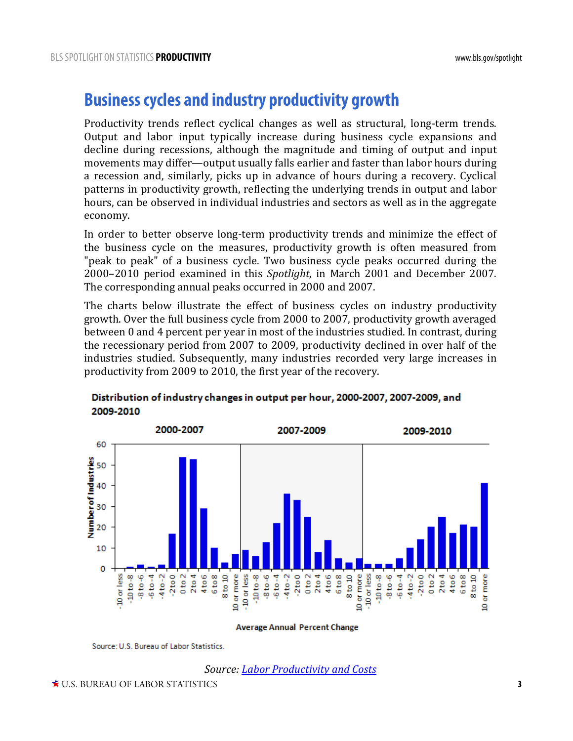## Business cycles and industry productivity growth

Productivity trends reflect cyclical changes as well as structural, long-term trends. Output and labor input typically increase during business cycle expansions and decline during recessions, although the magnitude and timing of output and input movements may differ—output usually falls earlier and faster than labor hours during a recession and, similarly, picks up in advance of hours during a recovery. Cyclical patterns in productivity growth, reflecting the underlying trends in output and labor hours, can be observed in individual industries and sectors as well as in the aggregate economy.

In order to better observe long-term productivity trends and minimize the effect of the business cycle on the measures, productivity growth is often measured from "peak to peak" of a business cycle. Two business cycle peaks occurred during the 2000–2010 period examined in this *Spotlight*, in March 2001 and December 2007. The corresponding annual peaks occurred in 2000 and 2007.

The charts below illustrate the effect of business cycles on industry productivity growth. Over the full business cycle from 2000 to 2007, productivity growth averaged between 0 and 4 percent per year in most of the industries studied. In contrast, during the recessionary period from 2007 to 2009, productivity declined in over half of the industries studied. Subsequently, many industries recorded very large increases in productivity from 2009 to 2010, the first year of the recovery.

**Distribution of industry changes in output per hour, 2000-2007, 2007-2009, and 2009-2010**

Source: U.S. Bureau of Labor Statistics.

*Source: Labor Productivity and Costs*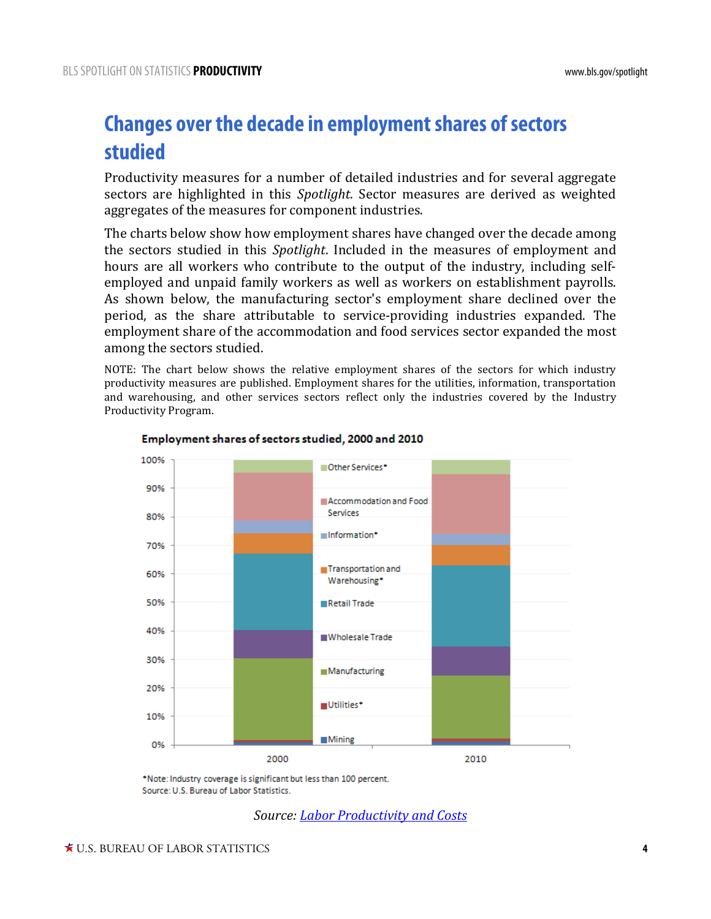# Changes over the decade in employment shares of sectors studied

Productivity measures for a number of detailed industries and for several aggregate sectors are highlighted in this *Spotlight*. Sector measures are derived as weighted aggregates of the measures for component industries.

The charts below show how employment shares have changed over the decade among the sectors studied in this *Spotlight*. Included in the measures of employment and hours are all workers who contribute to the output of the industry, including self-employed and unpaid family workers as well as workers on establishment payrolls. As shown below, the manufacturing sector's employment share declined over the period, as the share attributable to service-providing industries expanded. The employment share of the accommodation and food services sector expanded the most among the sectors studied.

NOTE: The chart below shows the relative employment shares of the sectors for which industry productivity measures are published. Employment shares for the utilities, information, transportation and warehousing, and other services sectors reflect only the industries covered by the Industry Productivity Program.

**Employment shares of sectors studied, 2000 and 2010**

*Note: Industry coverage is significant but less than 100 percent.
Source: U.S. Bureau of Labor Statistics.

Source: [Labor Productivity and Costs]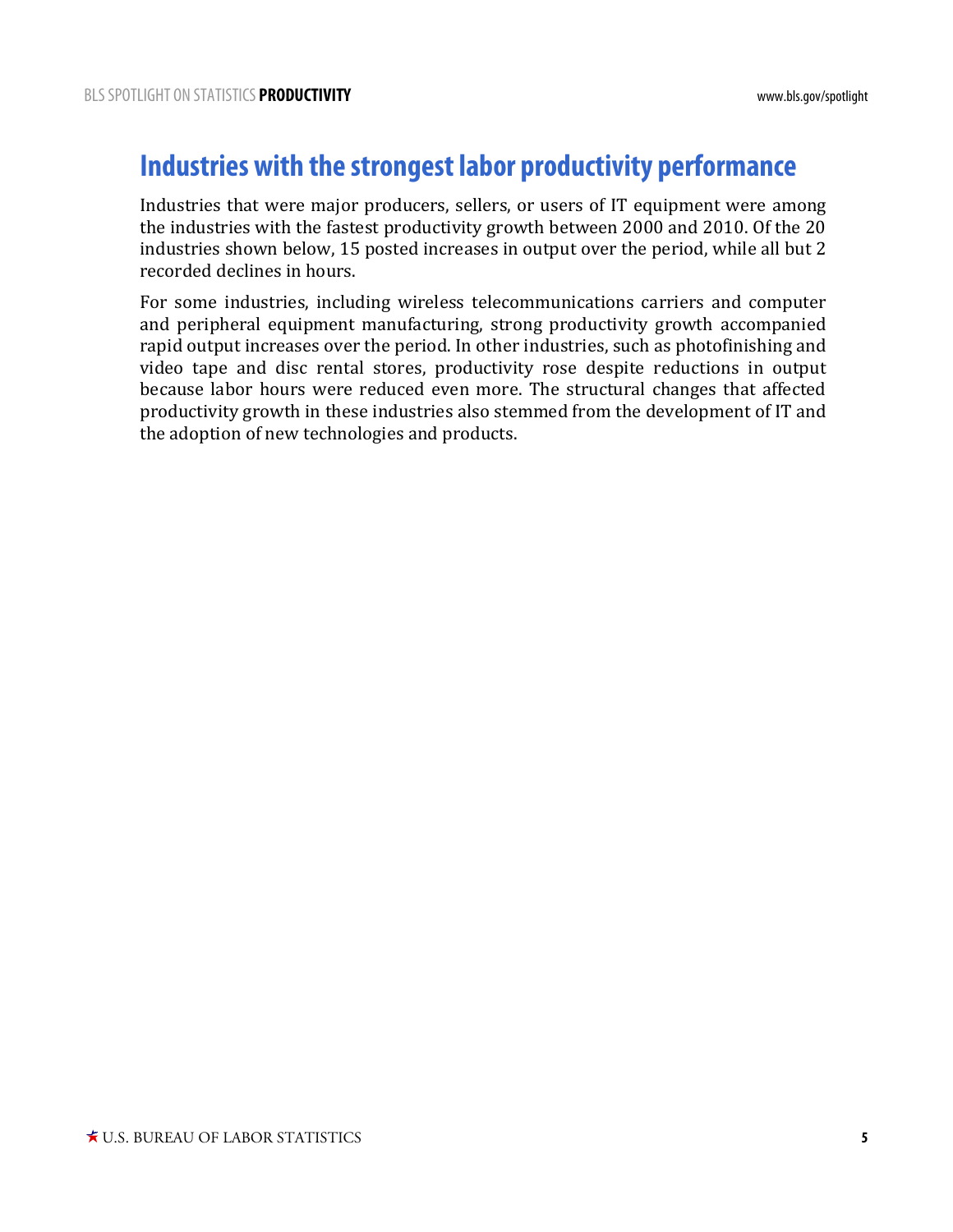## Industries with the strongest labor productivity performance

Industries that were major producers, sellers, or users of IT equipment were among the industries with the fastest productivity growth between 2000 and 2010. Of the 20 industries shown below, 15 posted increases in output over the period, while all but 2 recorded declines in hours.

For some industries, including wireless telecommunications carriers and computer and peripheral equipment manufacturing, strong productivity growth accompanied rapid output increases over the period. In other industries, such as photofinishing and video tape and disc rental stores, productivity rose despite reductions in output because labor hours were reduced even more. The structural changes that affected productivity growth in these industries also stemmed from the development of IT and the adoption of new technologies and products.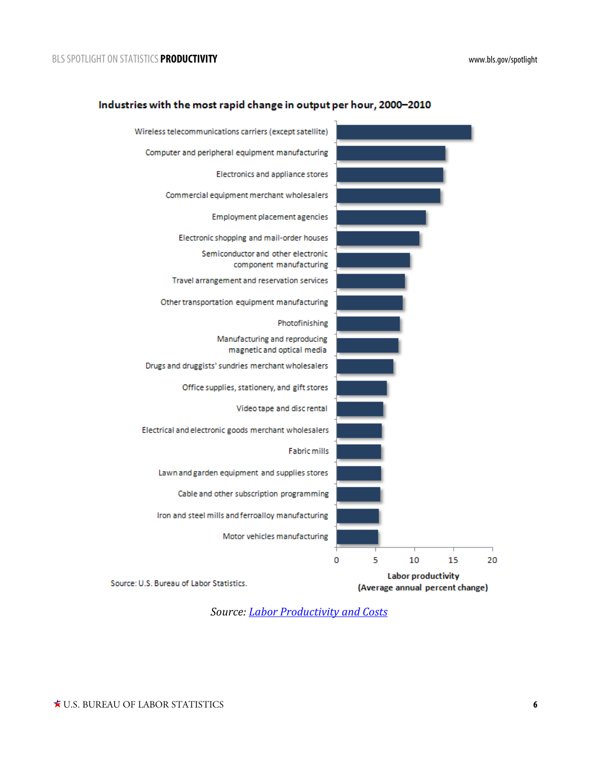## Industries with the most rapid change in output per hour, 2000–2010

| Industry | Labor productivity (Average annual percent change) |
|---|---|
| Wireless telecommunications carriers (except satellite) | |
| Computer and peripheral equipment manufacturing | |
| Electronics and appliance stores | |
| Commercial equipment merchant wholesalers | |
| Employment placement agencies | |
| Electronic shopping and mail-order houses | |
| Semiconductor and other electronic component manufacturing | |
| Travel arrangement and reservation services | |
| Other transportation equipment manufacturing | |
| Photofinishing | |
| Manufacturing and reproducing magnetic and optical media | |
| Drugs and druggists' sundries merchant wholesalers | |
| Office supplies, stationery, and gift stores | |
| Video tape and disc rental | |
| Electrical and electronic goods merchant wholesalers | |
| Fabric mills | |
| Lawn and garden equipment and supplies stores | |
| Cable and other subscription programming | |
| Iron and steel mills and ferroalloy manufacturing | |
| Motor vehicles manufacturing | |

Axis: 0, 5, 10, 15, 20 — Labor productivity (Average annual percent change)

Source: U.S. Bureau of Labor Statistics.

*Source: Labor Productivity and Costs*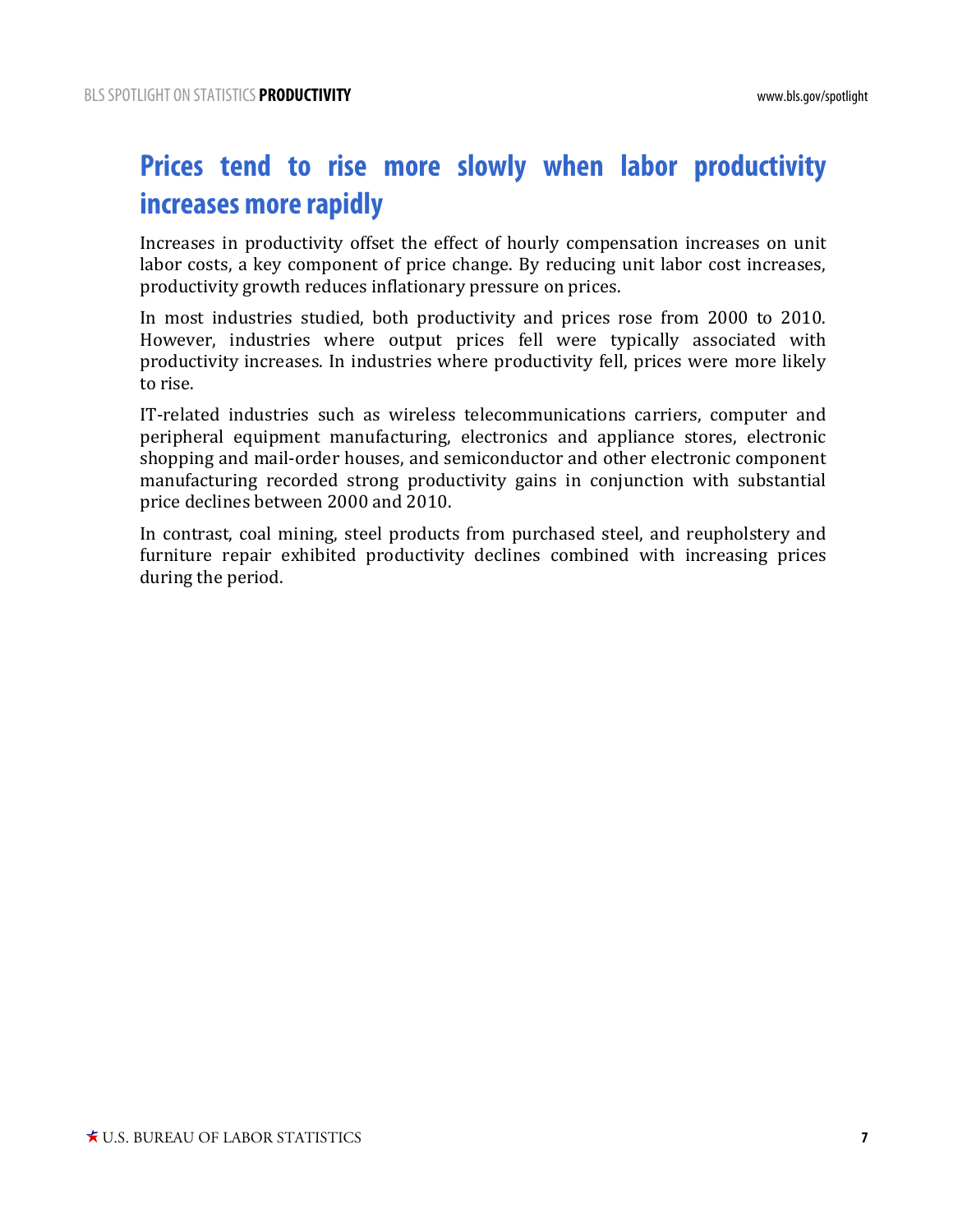## Prices tend to rise more slowly when labor productivity increases more rapidly

Increases in productivity offset the effect of hourly compensation increases on unit labor costs, a key component of price change. By reducing unit labor cost increases, productivity growth reduces inflationary pressure on prices.

In most industries studied, both productivity and prices rose from 2000 to 2010. However, industries where output prices fell were typically associated with productivity increases. In industries where productivity fell, prices were more likely to rise.

IT-related industries such as wireless telecommunications carriers, computer and peripheral equipment manufacturing, electronics and appliance stores, electronic shopping and mail-order houses, and semiconductor and other electronic component manufacturing recorded strong productivity gains in conjunction with substantial price declines between 2000 and 2010.

In contrast, coal mining, steel products from purchased steel, and reupholstery and furniture repair exhibited productivity declines combined with increasing prices during the period.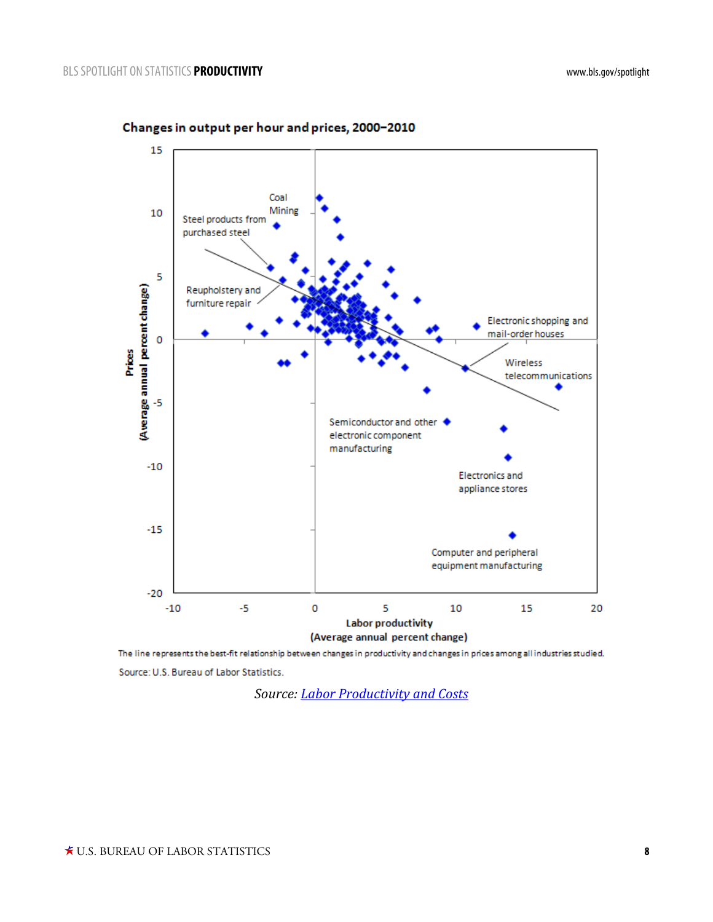**Changes in output per hour and prices, 2000–2010**

Prices (Average annual percent change)

Labor productivity (Average annual percent change)

Coal Mining

Steel products from purchased steel

Reupholstery and furniture repair

Electronic shopping and mail-order houses

Wireless telecommunications

Semiconductor and other electronic component manufacturing

Electronics and appliance stores

Computer and peripheral equipment manufacturing

The line represents the best-fit relationship between changes in productivity and changes in prices among all industries studied.

Source: U.S. Bureau of Labor Statistics.

*Source: [Labor Productivity and Costs](https://www.bls.gov/lpc/)*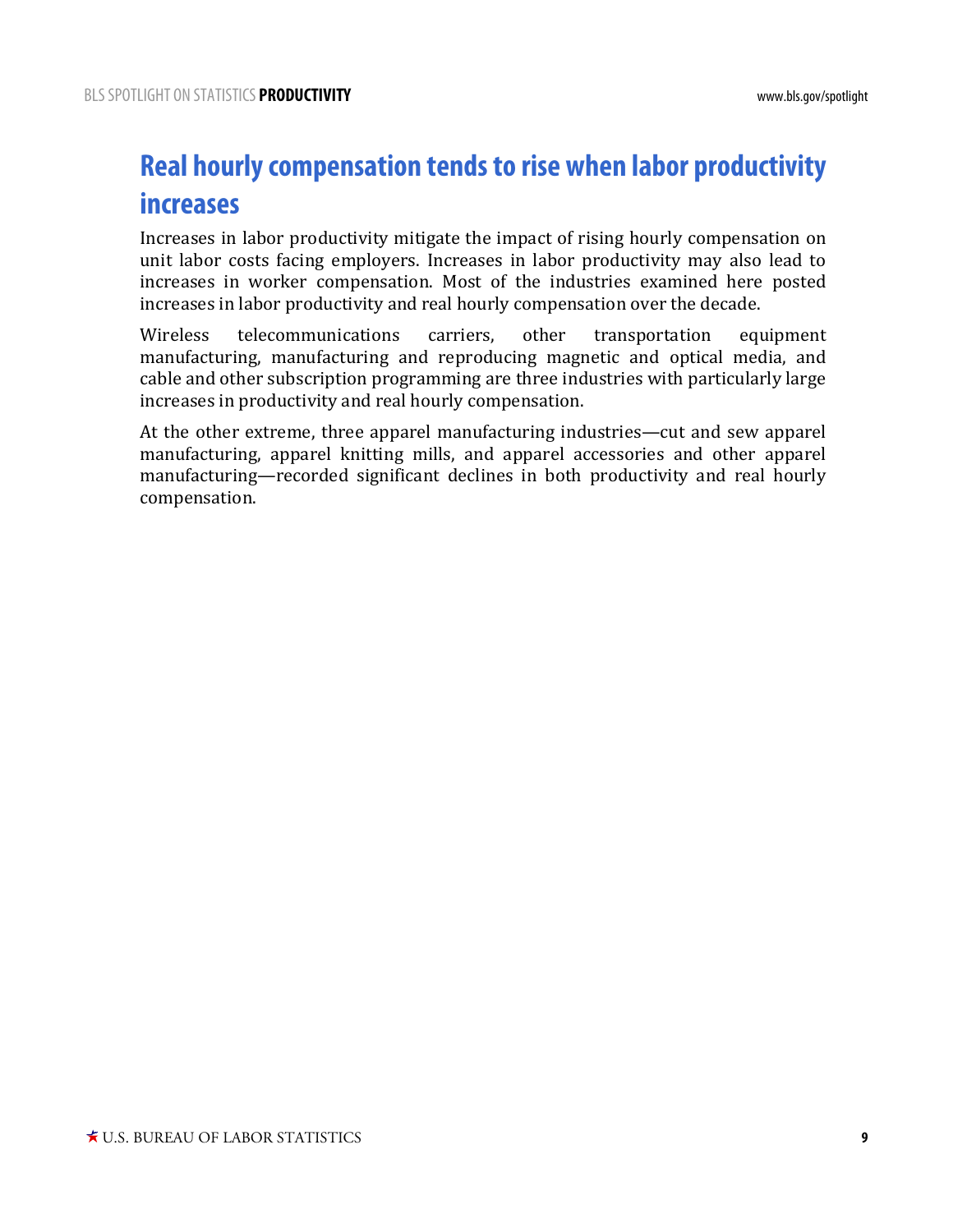# Real hourly compensation tends to rise when labor productivity increases

Increases in labor productivity mitigate the impact of rising hourly compensation on unit labor costs facing employers. Increases in labor productivity may also lead to increases in worker compensation. Most of the industries examined here posted increases in labor productivity and real hourly compensation over the decade.

Wireless telecommunications carriers, other transportation equipment manufacturing, manufacturing and reproducing magnetic and optical media, and cable and other subscription programming are three industries with particularly large increases in productivity and real hourly compensation.

At the other extreme, three apparel manufacturing industries—cut and sew apparel manufacturing, apparel knitting mills, and apparel accessories and other apparel manufacturing—recorded significant declines in both productivity and real hourly compensation.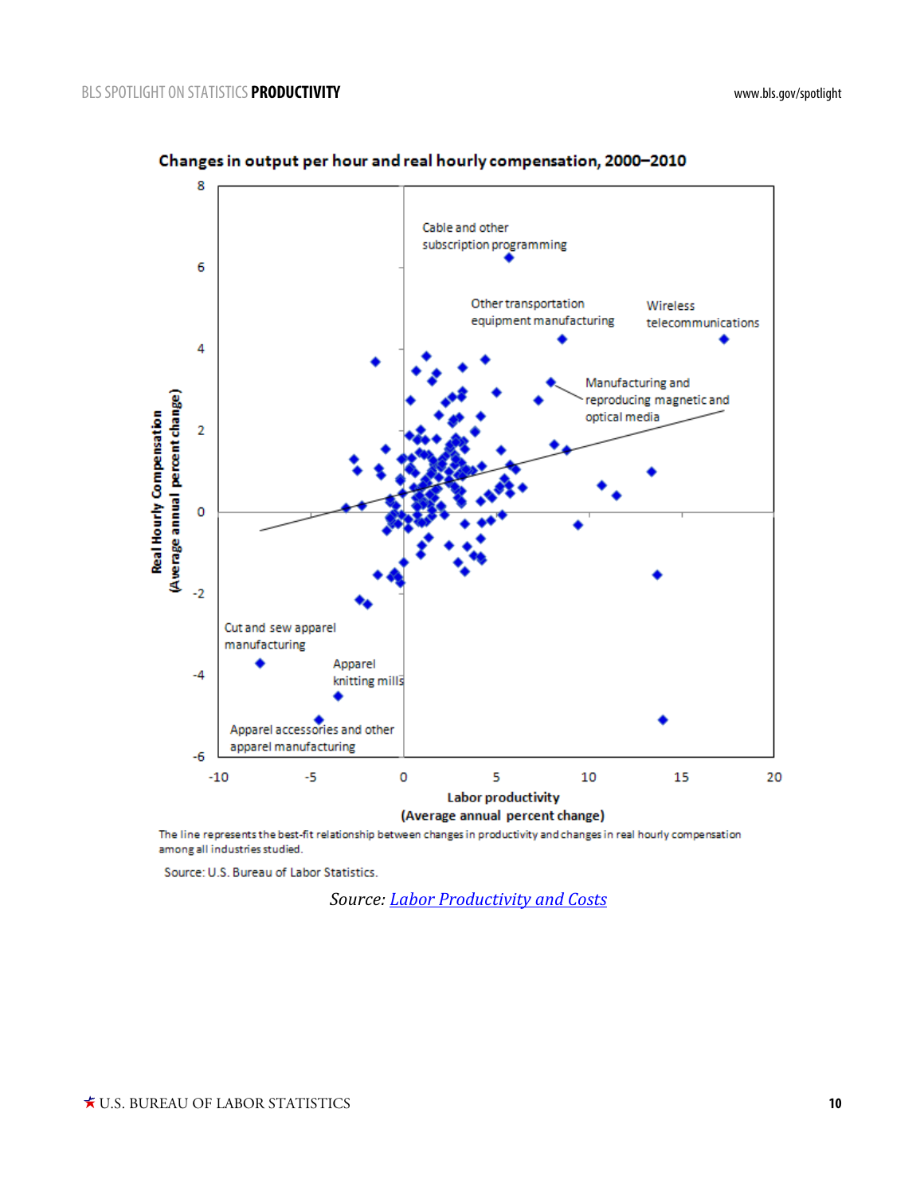**Changes in output per hour and real hourly compensation, 2000–2010**

Real Hourly Compensation (Average annual percent change)

Labor productivity (Average annual percent change)

Cable and other subscription programming

Other transportation equipment manufacturing

Wireless telecommunications

Manufacturing and reproducing magnetic and optical media

Cut and sew apparel manufacturing

Apparel knitting mills

Apparel accessories and other apparel manufacturing

The line represents the best-fit relationship between changes in productivity and changes in real hourly compensation among all industries studied.

Source: U.S. Bureau of Labor Statistics.

*Source: [Labor Productivity and Costs]*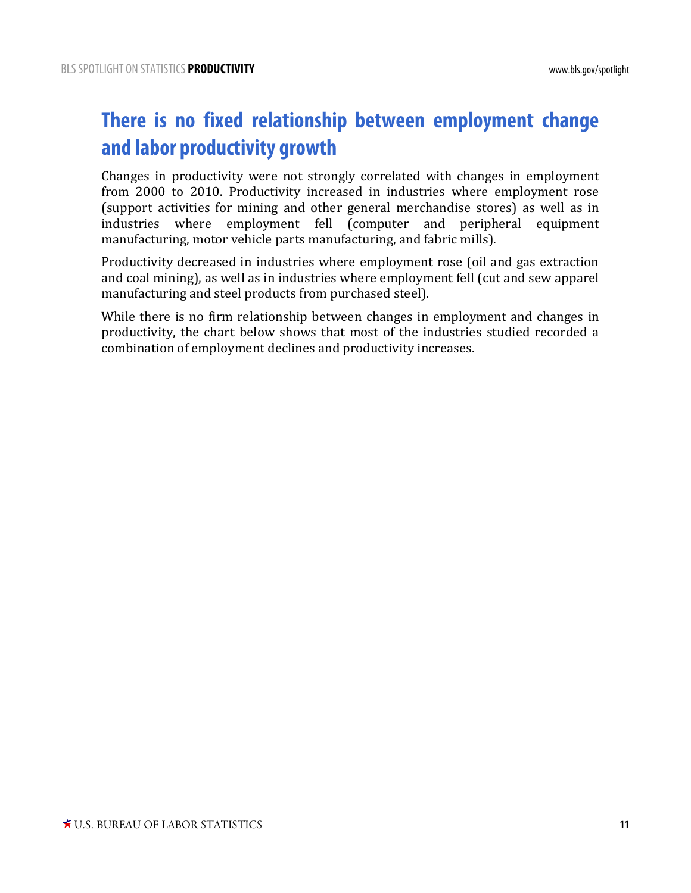## There is no fixed relationship between employment change and labor productivity growth

Changes in productivity were not strongly correlated with changes in employment from 2000 to 2010. Productivity increased in industries where employment rose (support activities for mining and other general merchandise stores) as well as in industries where employment fell (computer and peripheral equipment manufacturing, motor vehicle parts manufacturing, and fabric mills).

Productivity decreased in industries where employment rose (oil and gas extraction and coal mining), as well as in industries where employment fell (cut and sew apparel manufacturing and steel products from purchased steel).

While there is no firm relationship between changes in employment and changes in productivity, the chart below shows that most of the industries studied recorded a combination of employment declines and productivity increases.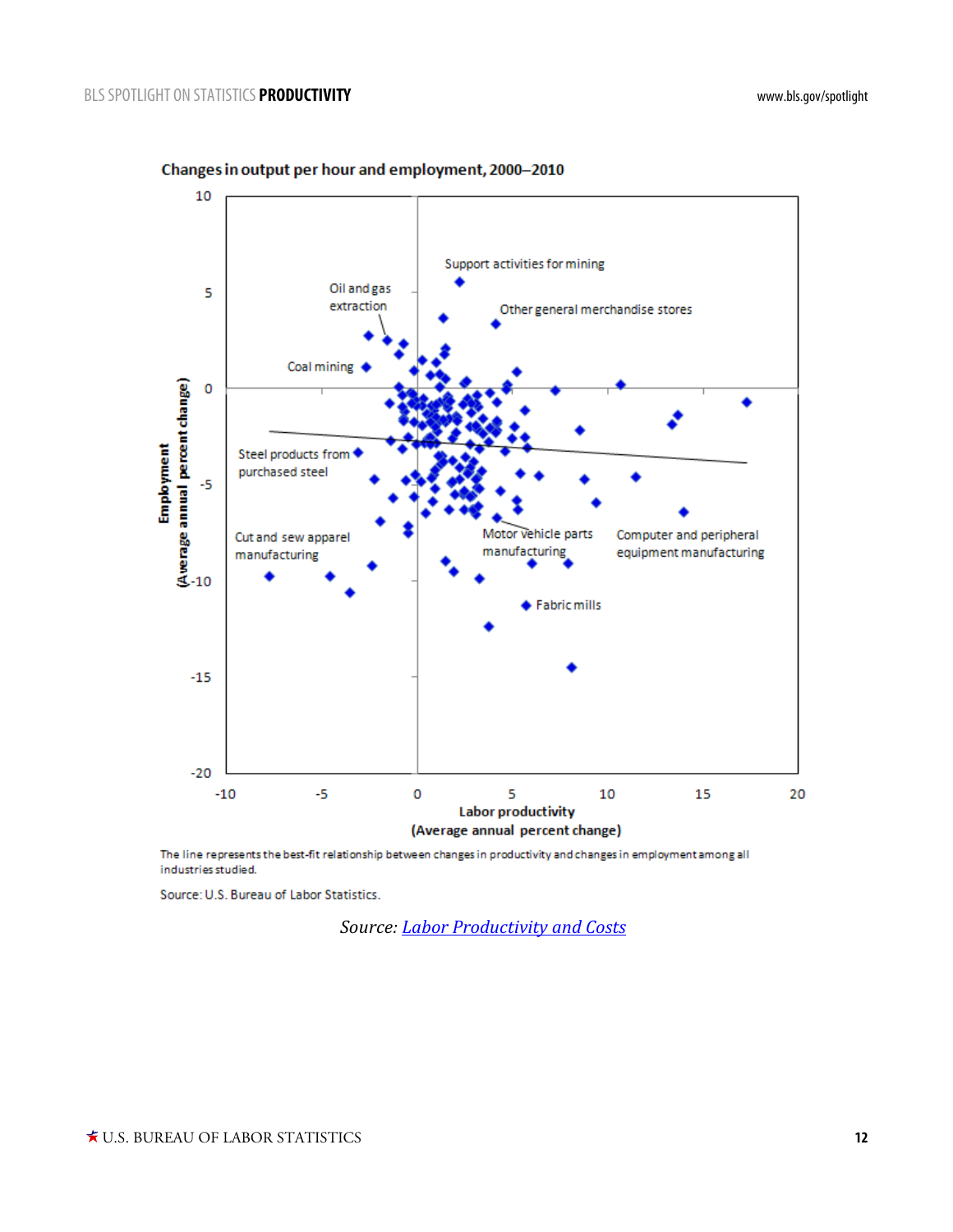**Changes in output per hour and employment, 2000–2010**

The line represents the best-fit relationship between changes in productivity and changes in employment among all industries studied.

Source: U.S. Bureau of Labor Statistics.

*Source: [Labor Productivity and Costs]()*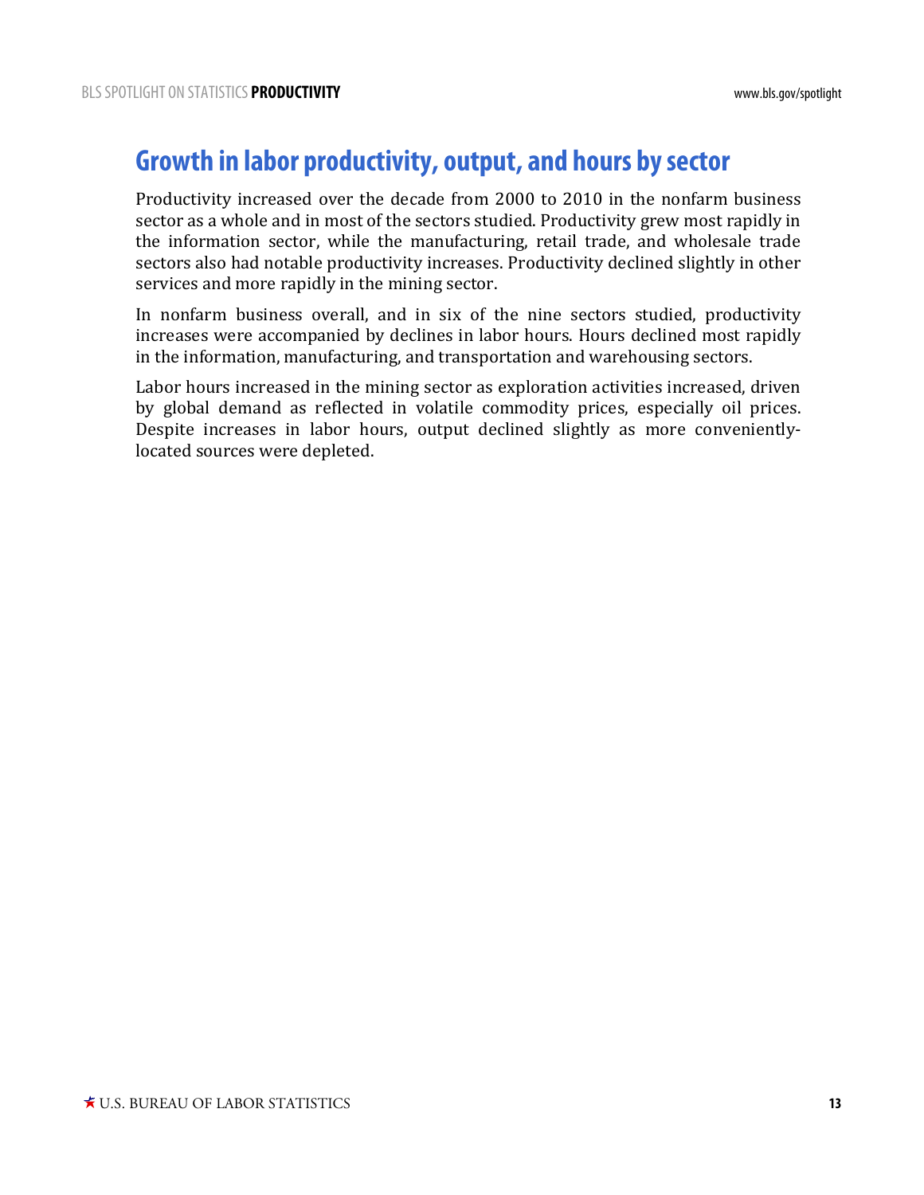## Growth in labor productivity, output, and hours by sector

Productivity increased over the decade from 2000 to 2010 in the nonfarm business sector as a whole and in most of the sectors studied. Productivity grew most rapidly in the information sector, while the manufacturing, retail trade, and wholesale trade sectors also had notable productivity increases. Productivity declined slightly in other services and more rapidly in the mining sector.

In nonfarm business overall, and in six of the nine sectors studied, productivity increases were accompanied by declines in labor hours. Hours declined most rapidly in the information, manufacturing, and transportation and warehousing sectors.

Labor hours increased in the mining sector as exploration activities increased, driven by global demand as reflected in volatile commodity prices, especially oil prices. Despite increases in labor hours, output declined slightly as more conveniently-located sources were depleted.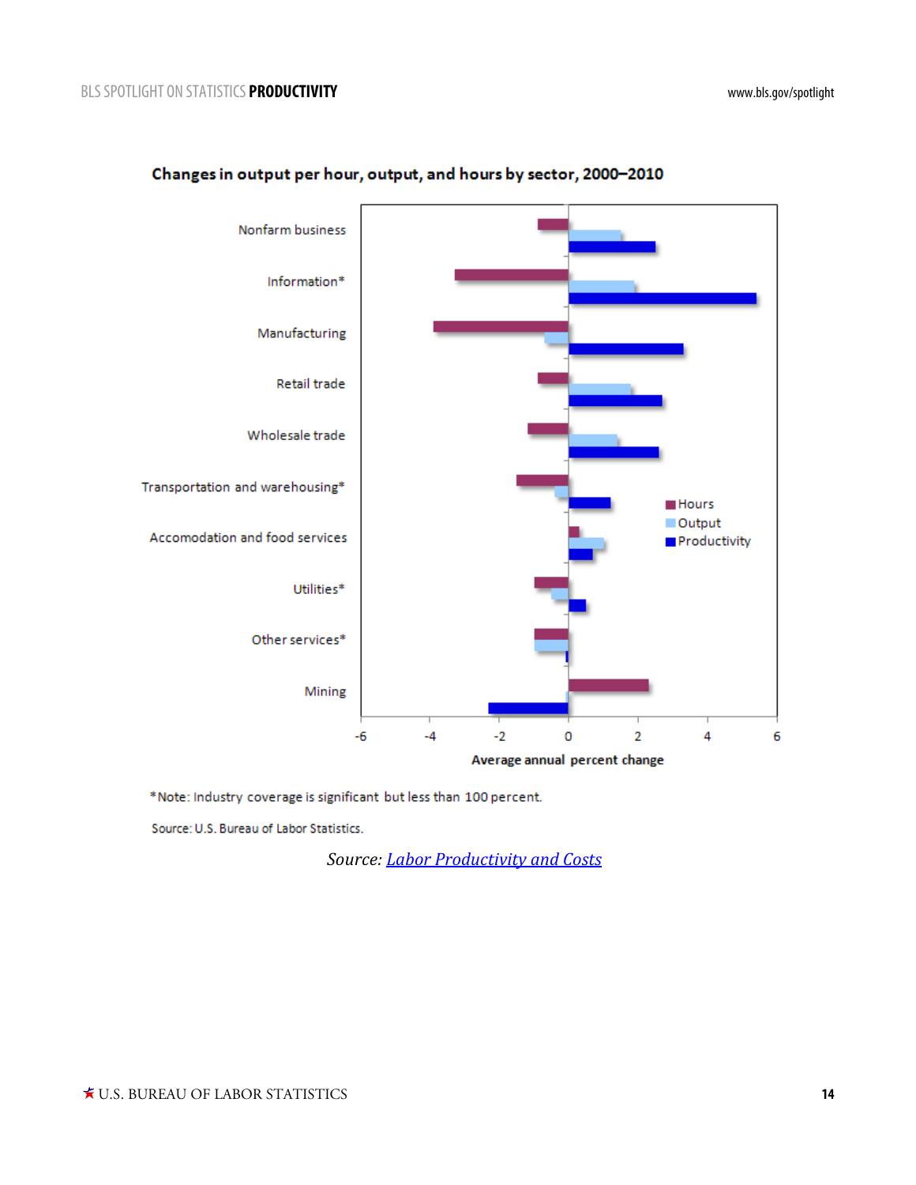**Changes in output per hour, output, and hours by sector, 2000–2010**

| Sector | Hours | Output | Productivity |
| --- | --- | --- | --- |
| Nonfarm business | | | |
| Information* | | | |
| Manufacturing | | | |
| Retail trade | | | |
| Wholesale trade | | | |
| Transportation and warehousing* | | | |
| Accomodation and food services | | | |
| Utilities* | | | |
| Other services* | | | |
| Mining | | | |

Average annual percent change (axis: -6 to 6)

*Note: Industry coverage is significant but less than 100 percent.

Source: U.S. Bureau of Labor Statistics.

*Source: Labor Productivity and Costs*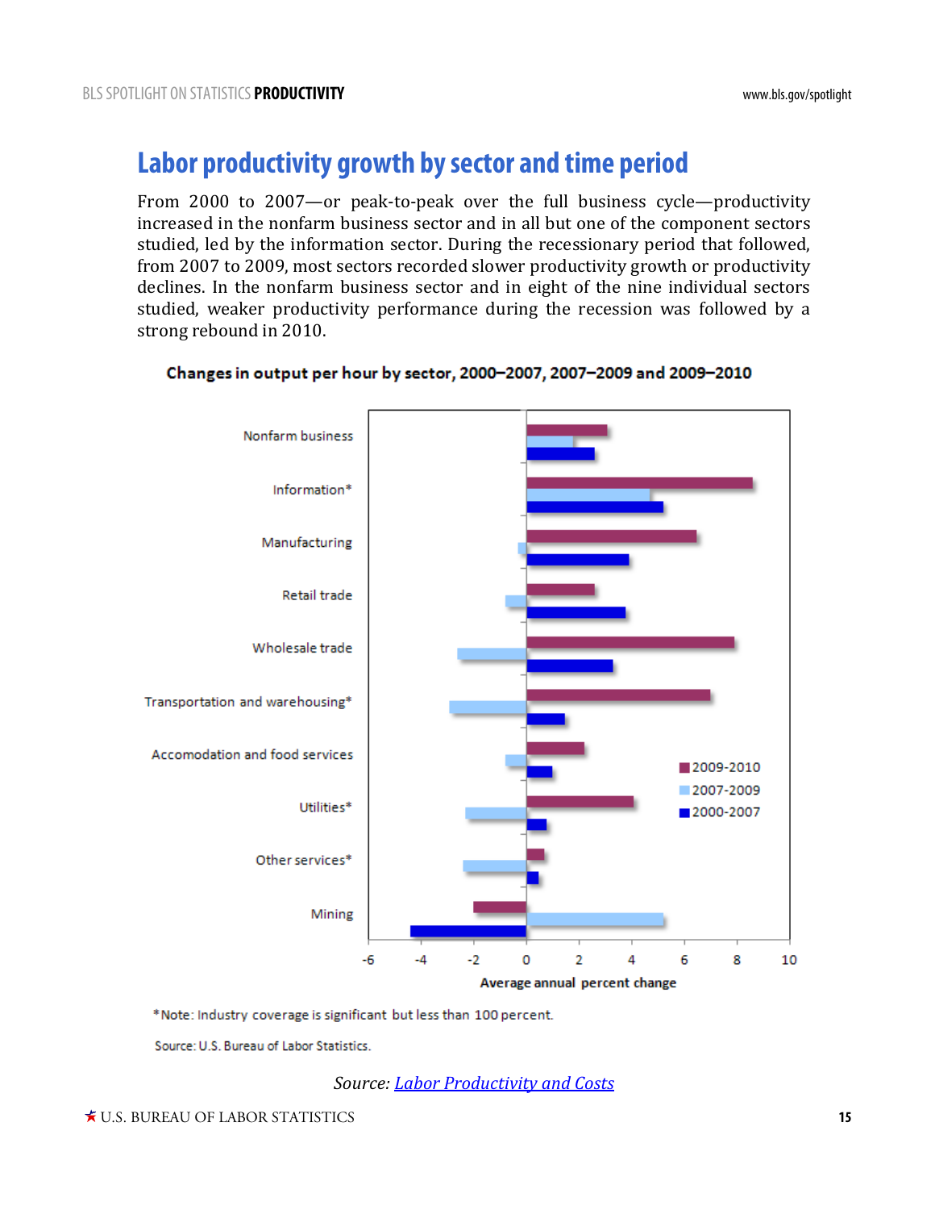## Labor productivity growth by sector and time period

From 2000 to 2007—or peak-to-peak over the full business cycle—productivity increased in the nonfarm business sector and in all but one of the component sectors studied, led by the information sector. During the recessionary period that followed, from 2007 to 2009, most sectors recorded slower productivity growth or productivity declines. In the nonfarm business sector and in eight of the nine individual sectors studied, weaker productivity performance during the recession was followed by a strong rebound in 2010.

**Changes in output per hour by sector, 2000–2007, 2007–2009 and 2009–2010**

*Note: Industry coverage is significant but less than 100 percent.

Source: U.S. Bureau of Labor Statistics.

*Source: Labor Productivity and Costs*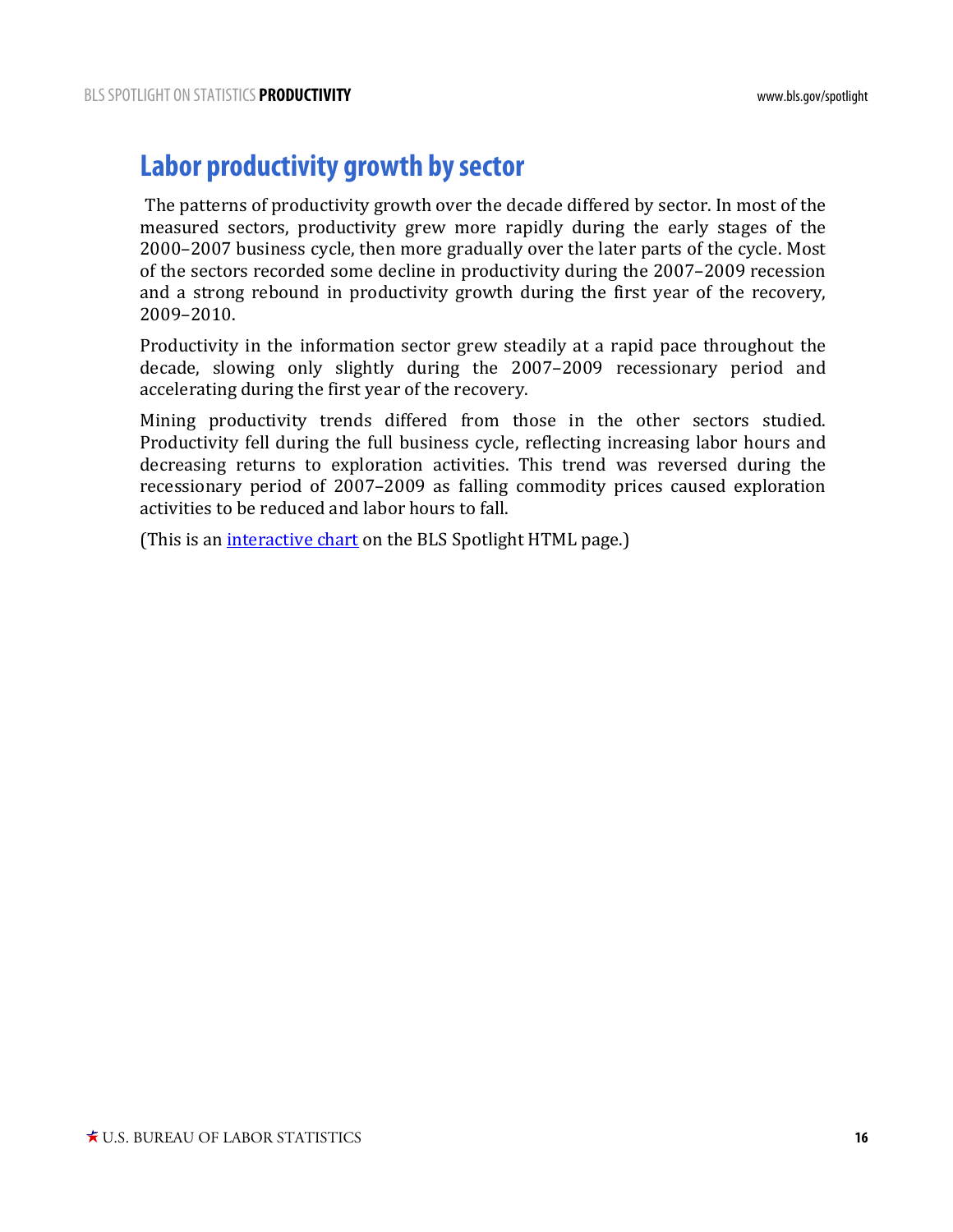## Labor productivity growth by sector

The patterns of productivity growth over the decade differed by sector. In most of the measured sectors, productivity grew more rapidly during the early stages of the 2000–2007 business cycle, then more gradually over the later parts of the cycle. Most of the sectors recorded some decline in productivity during the 2007–2009 recession and a strong rebound in productivity growth during the first year of the recovery, 2009–2010.

Productivity in the information sector grew steadily at a rapid pace throughout the decade, slowing only slightly during the 2007–2009 recessionary period and accelerating during the first year of the recovery.

Mining productivity trends differed from those in the other sectors studied. Productivity fell during the full business cycle, reflecting increasing labor hours and decreasing returns to exploration activities. This trend was reversed during the recessionary period of 2007–2009 as falling commodity prices caused exploration activities to be reduced and labor hours to fall.

(This is an [interactive chart] on the BLS Spotlight HTML page.)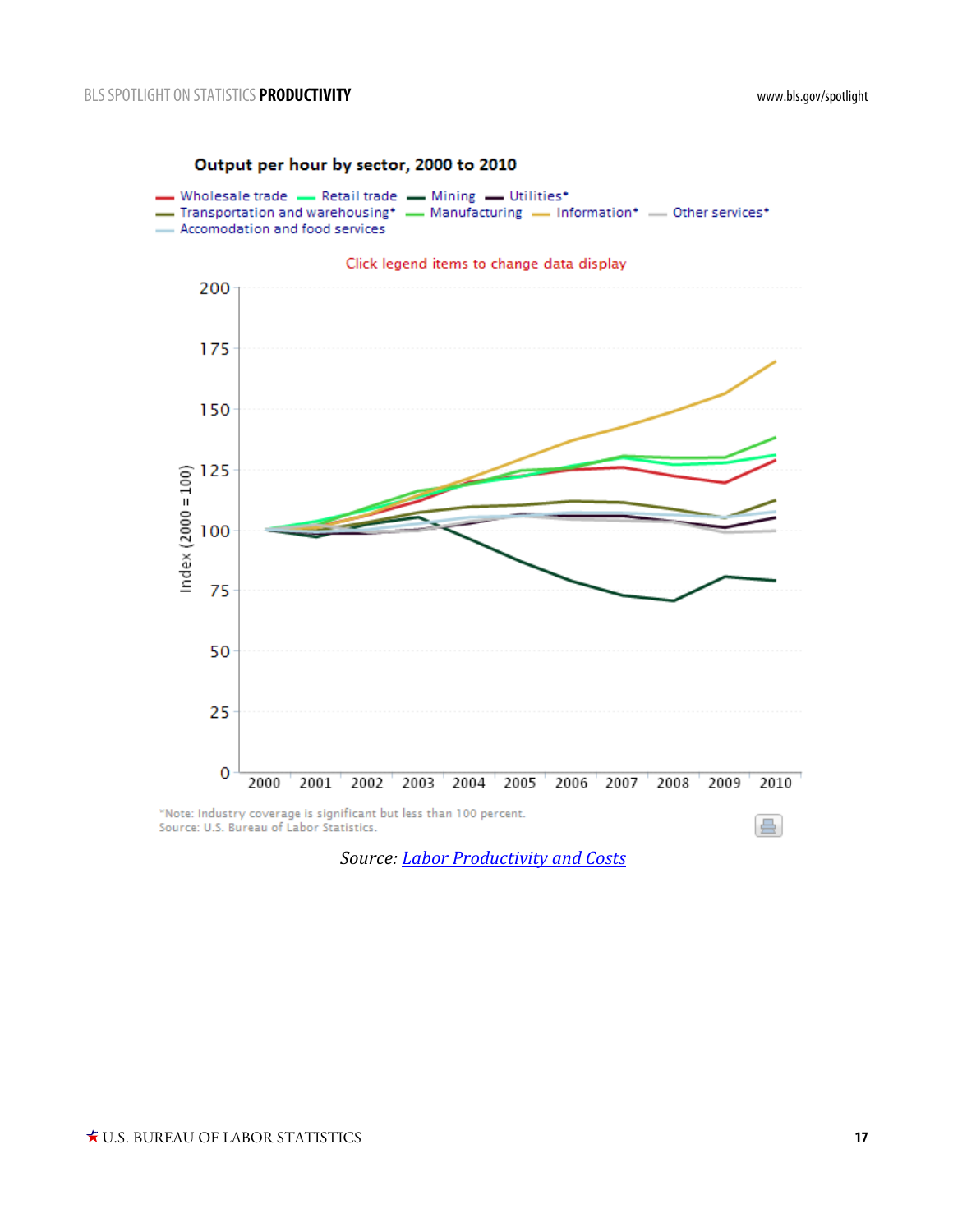**Output per hour by sector, 2000 to 2010**

Wholesale trade — Retail trade — Mining — Utilities* — Transportation and warehousing* — Manufacturing — Information* — Other services* — Accomodation and food services

Click legend items to change data display

Index (2000 = 100)

200, 175, 150, 125, 100, 75, 50, 25, 0

2000 2001 2002 2003 2004 2005 2006 2007 2008 2009 2010

*Note: Industry coverage is significant but less than 100 percent.
Source: U.S. Bureau of Labor Statistics.

*Source: Labor Productivity and Costs*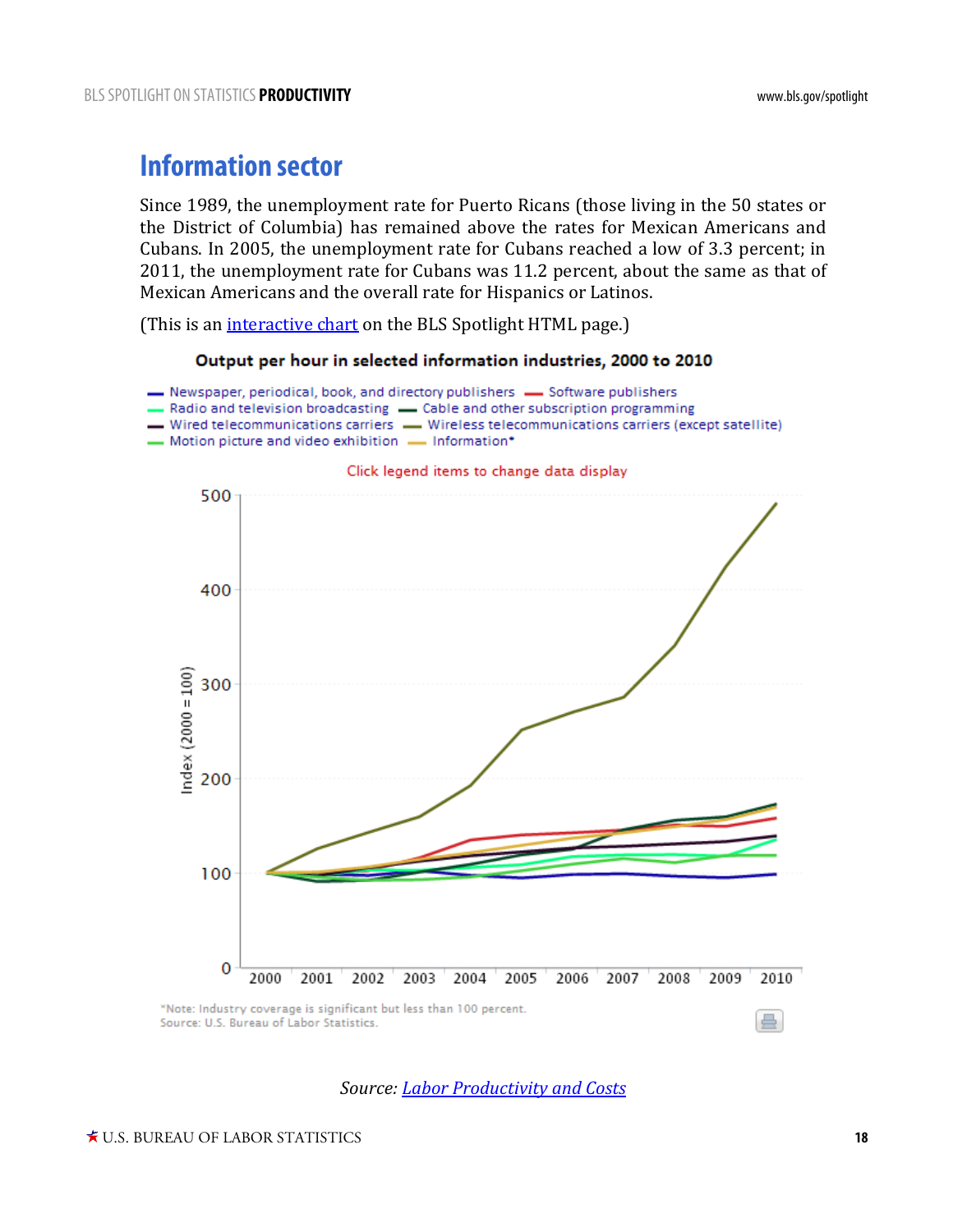# Information sector

Since 1989, the unemployment rate for Puerto Ricans (those living in the 50 states or the District of Columbia) has remained above the rates for Mexican Americans and Cubans. In 2005, the unemployment rate for Cubans reached a low of 3.3 percent; in 2011, the unemployment rate for Cubans was 11.2 percent, about the same as that of Mexican Americans and the overall rate for Hispanics or Latinos.

(This is an [interactive chart](#) on the BLS Spotlight HTML page.)

**Output per hour in selected information industries, 2000 to 2010**

Legend: Newspaper, periodical, book, and directory publishers; Software publishers; Radio and television broadcasting; Cable and other subscription programming; Wired telecommunications carriers; Wireless telecommunications carriers (except satellite); Motion picture and video exhibition; Information*

Click legend items to change data display

Index (2000 = 100)

*Note: Industry coverage is significant but less than 100 percent.
Source: U.S. Bureau of Labor Statistics.

*Source: [Labor Productivity and Costs](#)*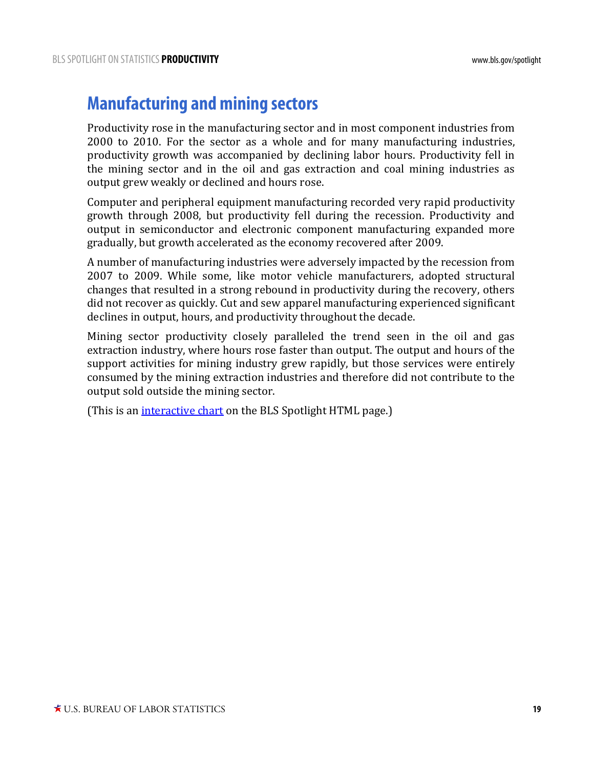## Manufacturing and mining sectors

Productivity rose in the manufacturing sector and in most component industries from 2000 to 2010. For the sector as a whole and for many manufacturing industries, productivity growth was accompanied by declining labor hours. Productivity fell in the mining sector and in the oil and gas extraction and coal mining industries as output grew weakly or declined and hours rose.

Computer and peripheral equipment manufacturing recorded very rapid productivity growth through 2008, but productivity fell during the recession. Productivity and output in semiconductor and electronic component manufacturing expanded more gradually, but growth accelerated as the economy recovered after 2009.

A number of manufacturing industries were adversely impacted by the recession from 2007 to 2009. While some, like motor vehicle manufacturers, adopted structural changes that resulted in a strong rebound in productivity during the recovery, others did not recover as quickly. Cut and sew apparel manufacturing experienced significant declines in output, hours, and productivity throughout the decade.

Mining sector productivity closely paralleled the trend seen in the oil and gas extraction industry, where hours rose faster than output. The output and hours of the support activities for mining industry grew rapidly, but those services were entirely consumed by the mining extraction industries and therefore did not contribute to the output sold outside the mining sector.

(This is an interactive chart on the BLS Spotlight HTML page.)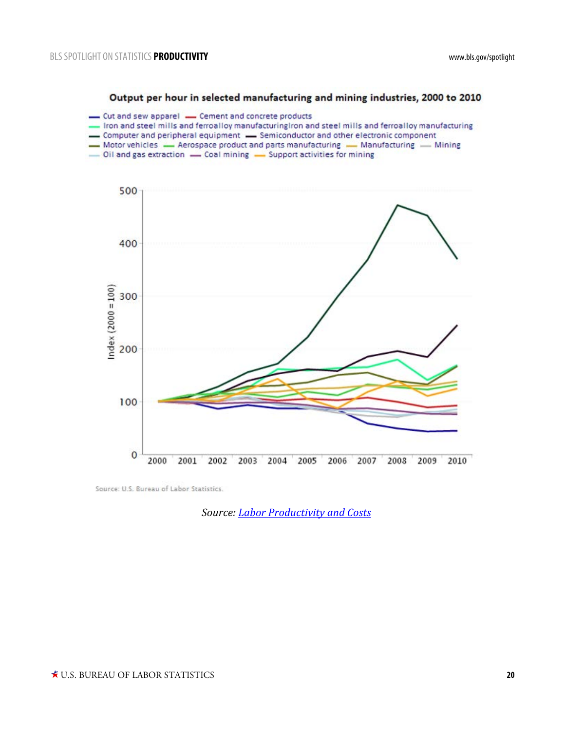**Output per hour in selected manufacturing and mining industries, 2000 to 2010**

Cut and sew apparel — Cement and concrete products — Iron and steel mills and ferroalloy manufacturingIron and steel mills and ferroalloy manufacturing — Computer and peripheral equipment — Semiconductor and other electronic component — Motor vehicles — Aerospace product and parts manufacturing — Manufacturing — Mining — Oil and gas extraction — Coal mining — Support activities for mining

Index (2000 = 100)

Source: U.S. Bureau of Labor Statistics.

*Source: [Labor Productivity and Costs]()*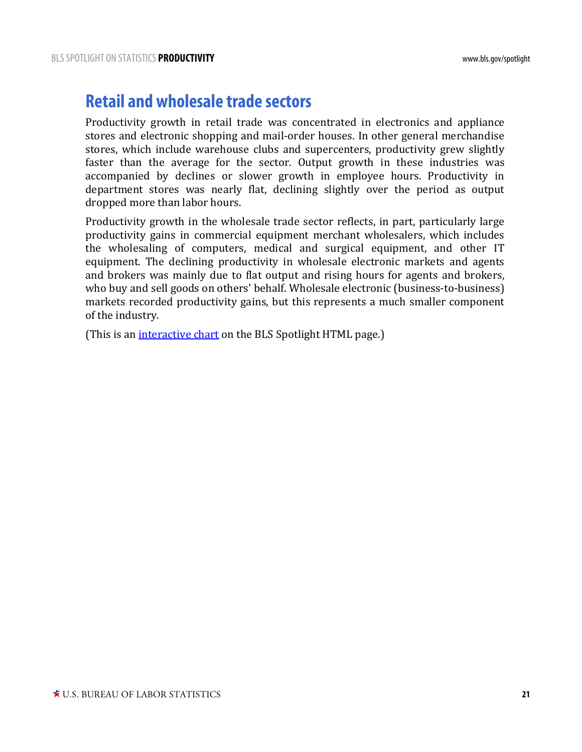## Retail and wholesale trade sectors

Productivity growth in retail trade was concentrated in electronics and appliance stores and electronic shopping and mail-order houses. In other general merchandise stores, which include warehouse clubs and supercenters, productivity grew slightly faster than the average for the sector. Output growth in these industries was accompanied by declines or slower growth in employee hours. Productivity in department stores was nearly flat, declining slightly over the period as output dropped more than labor hours.

Productivity growth in the wholesale trade sector reflects, in part, particularly large productivity gains in commercial equipment merchant wholesalers, which includes the wholesaling of computers, medical and surgical equipment, and other IT equipment. The declining productivity in wholesale electronic markets and agents and brokers was mainly due to flat output and rising hours for agents and brokers, who buy and sell goods on others' behalf. Wholesale electronic (business-to-business) markets recorded productivity gains, but this represents a much smaller component of the industry.

(This is an interactive chart on the BLS Spotlight HTML page.)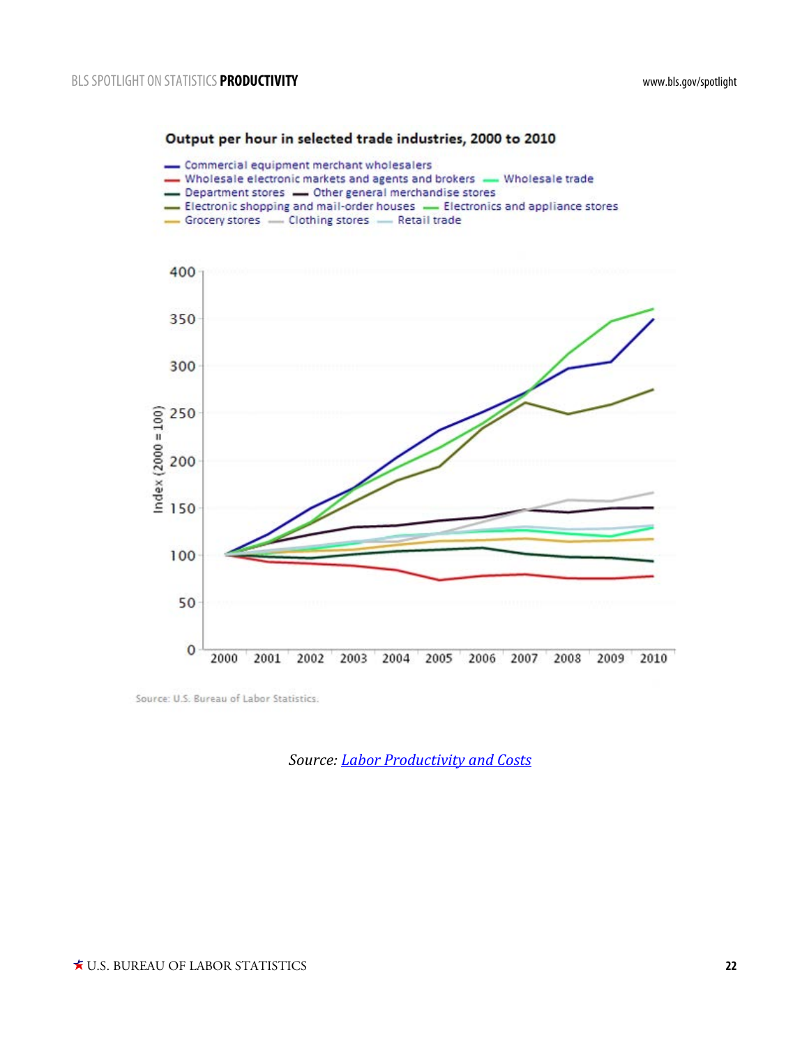**Output per hour in selected trade industries, 2000 to 2010**

- Commercial equipment merchant wholesalers
- Wholesale electronic markets and agents and brokers
- Wholesale trade
- Department stores
- Other general merchandise stores
- Electronic shopping and mail-order houses
- Electronics and appliance stores
- Grocery stores
- Clothing stores
- Retail trade

Index (2000 = 100)

Source: U.S. Bureau of Labor Statistics.

*Source: Labor Productivity and Costs*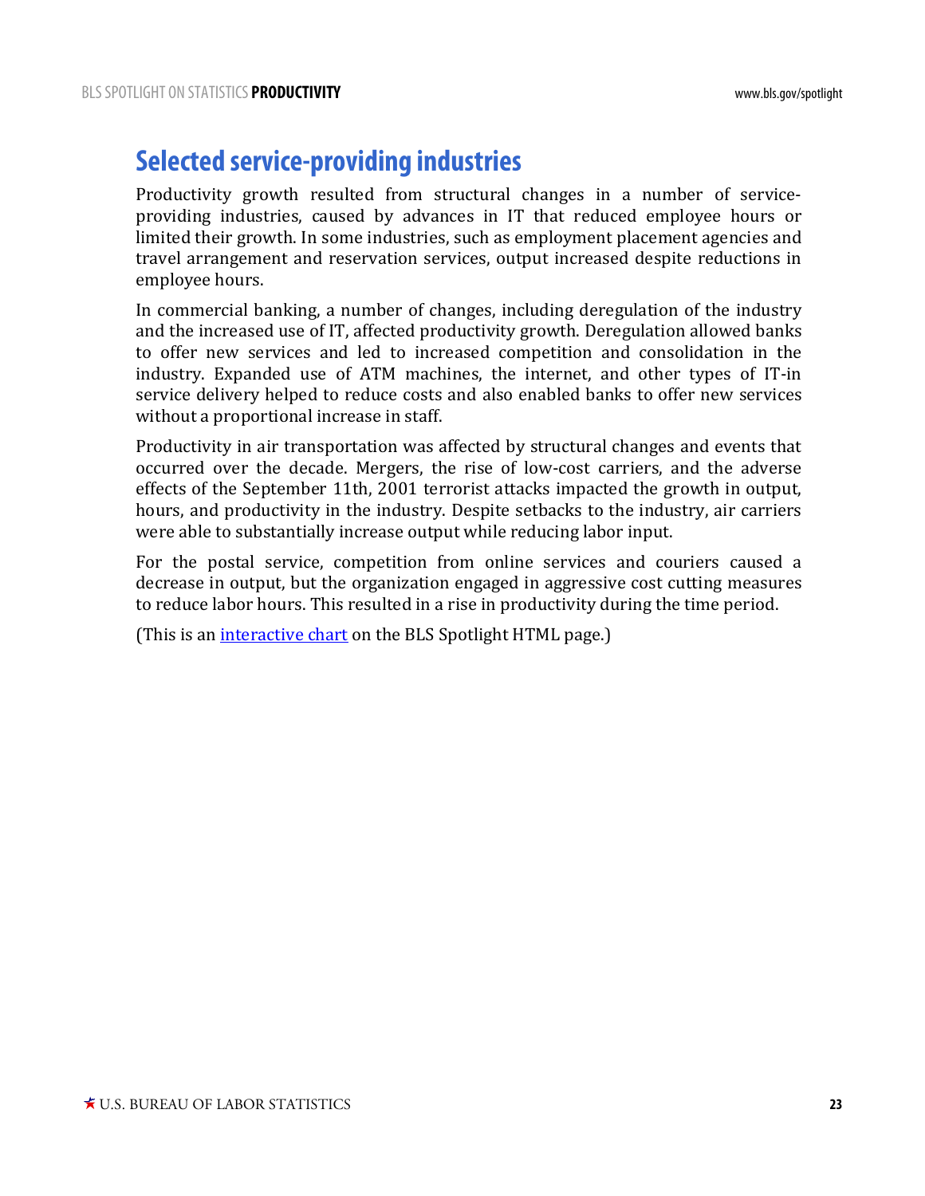## Selected service-providing industries

Productivity growth resulted from structural changes in a number of service-providing industries, caused by advances in IT that reduced employee hours or limited their growth. In some industries, such as employment placement agencies and travel arrangement and reservation services, output increased despite reductions in employee hours.

In commercial banking, a number of changes, including deregulation of the industry and the increased use of IT, affected productivity growth. Deregulation allowed banks to offer new services and led to increased competition and consolidation in the industry. Expanded use of ATM machines, the internet, and other types of IT-in service delivery helped to reduce costs and also enabled banks to offer new services without a proportional increase in staff.

Productivity in air transportation was affected by structural changes and events that occurred over the decade. Mergers, the rise of low-cost carriers, and the adverse effects of the September 11th, 2001 terrorist attacks impacted the growth in output, hours, and productivity in the industry. Despite setbacks to the industry, air carriers were able to substantially increase output while reducing labor input.

For the postal service, competition from online services and couriers caused a decrease in output, but the organization engaged in aggressive cost cutting measures to reduce labor hours. This resulted in a rise in productivity during the time period.

(This is an interactive chart on the BLS Spotlight HTML page.)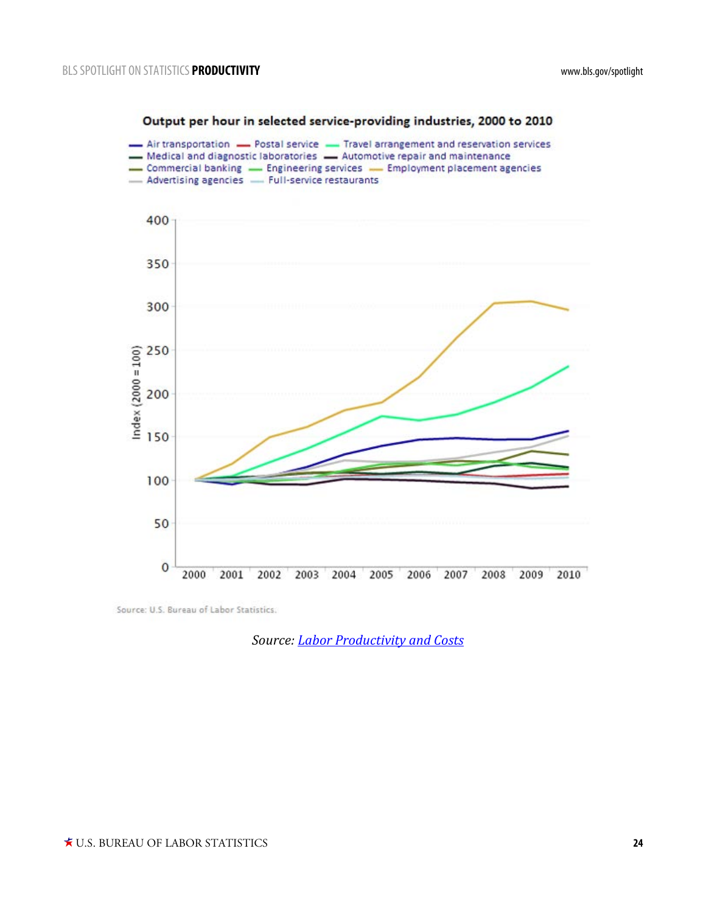**Output per hour in selected service-providing industries, 2000 to 2010**

Air transportation — Postal service — Travel arrangement and reservation services
Medical and diagnostic laboratories — Automotive repair and maintenance
Commercial banking — Engineering services — Employment placement agencies
Advertising agencies — Full-service restaurants

Index (2000 = 100)

Source: U.S. Bureau of Labor Statistics.

*Source: [Labor Productivity and Costs]*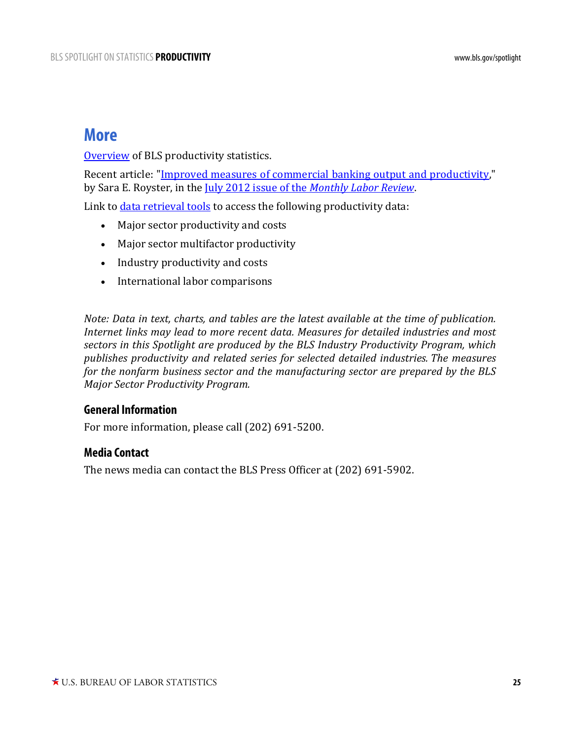## More

Overview of BLS productivity statistics.

Recent article: "Improved measures of commercial banking output and productivity," by Sara E. Royster, in the July 2012 issue of the *Monthly Labor Review*.

Link to data retrieval tools to access the following productivity data:

- Major sector productivity and costs
- Major sector multifactor productivity
- Industry productivity and costs
- International labor comparisons

*Note: Data in text, charts, and tables are the latest available at the time of publication. Internet links may lead to more recent data. Measures for detailed industries and most sectors in this Spotlight are produced by the BLS Industry Productivity Program, which publishes productivity and related series for selected detailed industries. The measures for the nonfarm business sector and the manufacturing sector are prepared by the BLS Major Sector Productivity Program.*

### General Information

For more information, please call (202) 691-5200.

### Media Contact

The news media can contact the BLS Press Officer at (202) 691-5902.